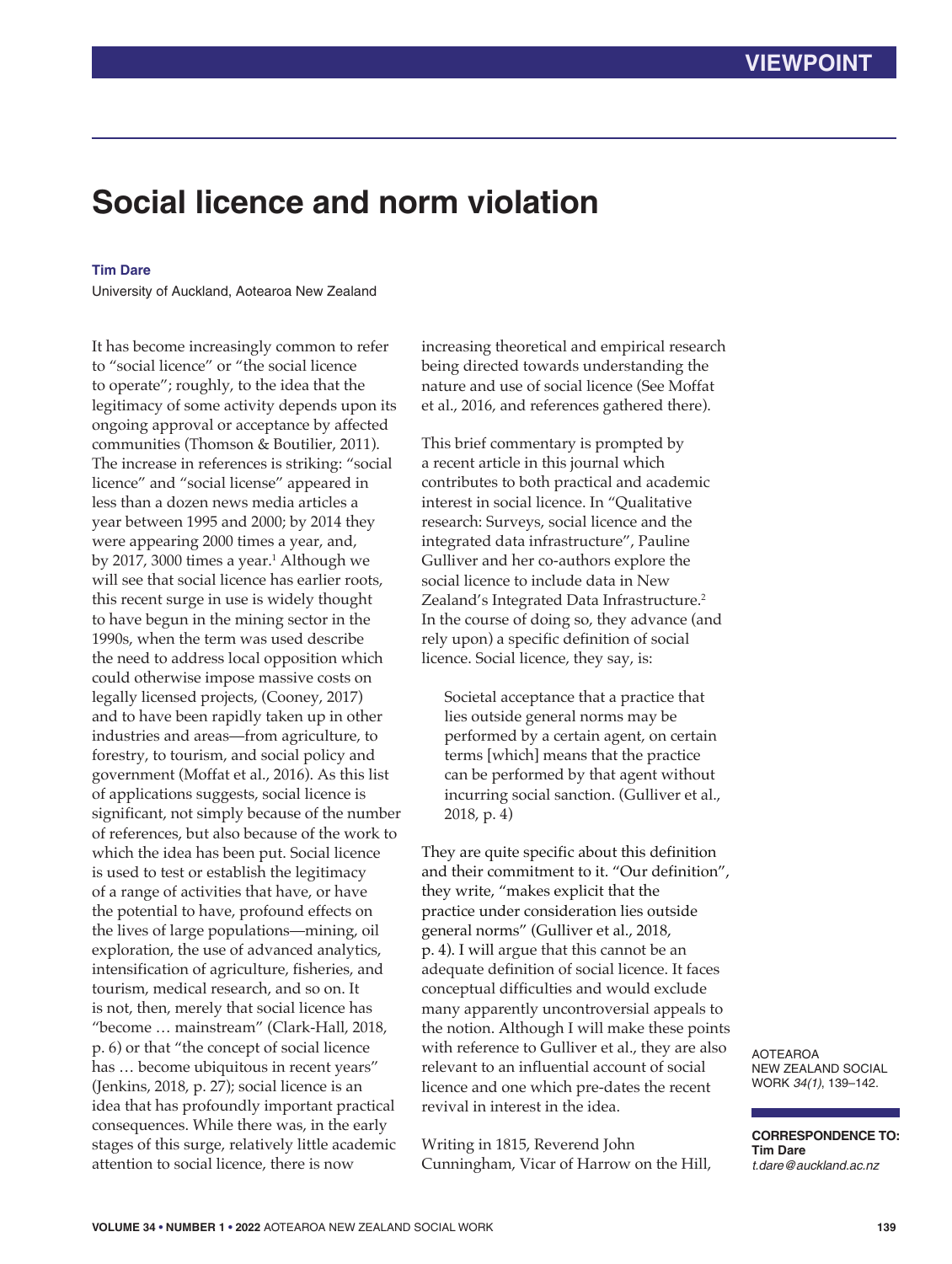VIEWPOINT

# Social licence and norm violation

**Tim Dare**

University of Auckland, Aotearoa New Zealand

It has become increasingly common to refer to "social licence" or "the social licence to operate"; roughly, to the idea that the legitimacy of some activity depends upon its ongoing approval or acceptance by affected communities (Thomson & Boutilier, 2011). The increase in references is striking: "social licence" and "social license" appeared in less than a dozen news media articles a year between 1995 and 2000; by 2014 they were appearing 2000 times a year, and, by 2017, 3000 times a year.[1] Although we will see that social licence has earlier roots, this recent surge in use is widely thought to have begun in the mining sector in the 1990s, when the term was used describe the need to address local opposition which could otherwise impose massive costs on legally licensed projects, (Cooney, 2017) and to have been rapidly taken up in other industries and areas—from agriculture, to forestry, to tourism, and social policy and government (Moffat et al., 2016). As this list of applications suggests, social licence is significant, not simply because of the number of references, but also because of the work to which the idea has been put. Social licence is used to test or establish the legitimacy of a range of activities that have, or have the potential to have, profound effects on the lives of large populations—mining, oil exploration, the use of advanced analytics, intensification of agriculture, fisheries, and tourism, medical research, and so on. It is not, then, merely that social licence has "become … mainstream" (Clark-Hall, 2018, p. 6) or that "the concept of social licence has … become ubiquitous in recent years" (Jenkins, 2018, p. 27); social licence is an idea that has profoundly important practical consequences. While there was, in the early stages of this surge, relatively little academic attention to social licence, there is now increasing theoretical and empirical research being directed towards understanding the nature and use of social licence (See Moffat et al., 2016, and references gathered there).

This brief commentary is prompted by a recent article in this journal which contributes to both practical and academic interest in social licence. In "Qualitative research: Surveys, social licence and the integrated data infrastructure", Pauline Gulliver and her co-authors explore the social licence to include data in New Zealand's Integrated Data Infrastructure.[2] In the course of doing so, they advance (and rely upon) a specific definition of social licence. Social licence, they say, is:

> Societal acceptance that a practice that lies outside general norms may be performed by a certain agent, on certain terms [which] means that the practice can be performed by that agent without incurring social sanction. (Gulliver et al., 2018, p. 4)

They are quite specific about this definition and their commitment to it. "Our definition", they write, "makes explicit that the practice under consideration lies outside general norms" (Gulliver et al., 2018, p. 4). I will argue that this cannot be an adequate definition of social licence. It faces conceptual difficulties and would exclude many apparently uncontroversial appeals to the notion. Although I will make these points with reference to Gulliver et al., they are also relevant to an influential account of social licence and one which pre-dates the recent revival in interest in the idea.

Writing in 1815, Reverend John Cunningham, Vicar of Harrow on the Hill,

AOTEARROA NEW ZEALAND SOCIAL WORK *34(1)*, 139–142.

**CORRESPONDENCE TO:**
**Tim Dare**
*t.dare@auckland.ac.nz*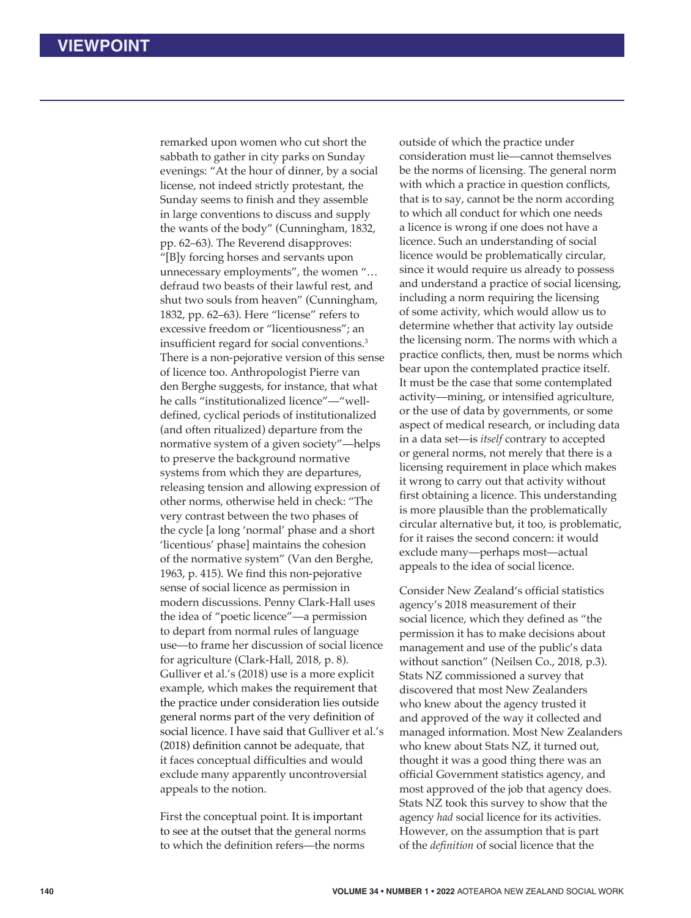remarked upon women who cut short the sabbath to gather in city parks on Sunday evenings: "At the hour of dinner, by a social license, not indeed strictly protestant, the Sunday seems to finish and they assemble in large conventions to discuss and supply the wants of the body" (Cunningham, 1832, pp. 62–63). The Reverend disapproves: "[B]y forcing horses and servants upon unnecessary employments", the women "… defraud two beasts of their lawful rest, and shut two souls from heaven" (Cunningham, 1832, pp. 62–63). Here "license" refers to excessive freedom or "licentiousness"; an insufficient regard for social conventions.[3] There is a non-pejorative version of this sense of licence too. Anthropologist Pierre van den Berghe suggests, for instance, that what he calls "institutionalized licence"—"well-defined, cyclical periods of institutionalized (and often ritualized) departure from the normative system of a given society"—helps to preserve the background normative systems from which they are departures, releasing tension and allowing expression of other norms, otherwise held in check: "The very contrast between the two phases of the cycle [a long 'normal' phase and a short 'licentious' phase] maintains the cohesion of the normative system" (Van den Berghe, 1963, p. 415). We find this non-pejorative sense of social licence as permission in modern discussions. Penny Clark-Hall uses the idea of "poetic licence"—a permission to depart from normal rules of language use—to frame her discussion of social licence for agriculture (Clark-Hall, 2018, p. 8). Gulliver et al.'s (2018) use is a more explicit example, which makes the requirement that the practice under consideration lies outside general norms part of the very definition of social licence. I have said that Gulliver et al.'s (2018) definition cannot be adequate, that it faces conceptual difficulties and would exclude many apparently uncontroversial appeals to the notion.

First the conceptual point. It is important to see at the outset that the general norms to which the definition refers—the norms outside of which the practice under consideration must lie—cannot themselves be the norms of licensing. The general norm with which a practice in question conflicts, that is to say, cannot be the norm according to which all conduct for which one needs a licence is wrong if one does not have a licence. Such an understanding of social licence would be problematically circular, since it would require us already to possess and understand a practice of social licensing, including a norm requiring the licensing of some activity, which would allow us to determine whether that activity lay outside the licensing norm. The norms with which a practice conflicts, then, must be norms which bear upon the contemplated practice itself. It must be the case that some contemplated activity—mining, or intensified agriculture, or the use of data by governments, or some aspect of medical research, or including data in a data set—is *itself* contrary to accepted or general norms, not merely that there is a licensing requirement in place which makes it wrong to carry out that activity without first obtaining a licence. This understanding is more plausible than the problematically circular alternative but, it too, is problematic, for it raises the second concern: it would exclude many—perhaps most—actual appeals to the idea of social licence.

Consider New Zealand's official statistics agency's 2018 measurement of their social licence, which they defined as "the permission it has to make decisions about management and use of the public's data without sanction" (Neilsen Co., 2018, p.3). Stats NZ commissioned a survey that discovered that most New Zealanders who knew about the agency trusted it and approved of the way it collected and managed information. Most New Zealanders who knew about Stats NZ, it turned out, thought it was a good thing there was an official Government statistics agency, and most approved of the job that agency does. Stats NZ took this survey to show that the agency *had* social licence for its activities. However, on the assumption that is part of the *definition* of social licence that the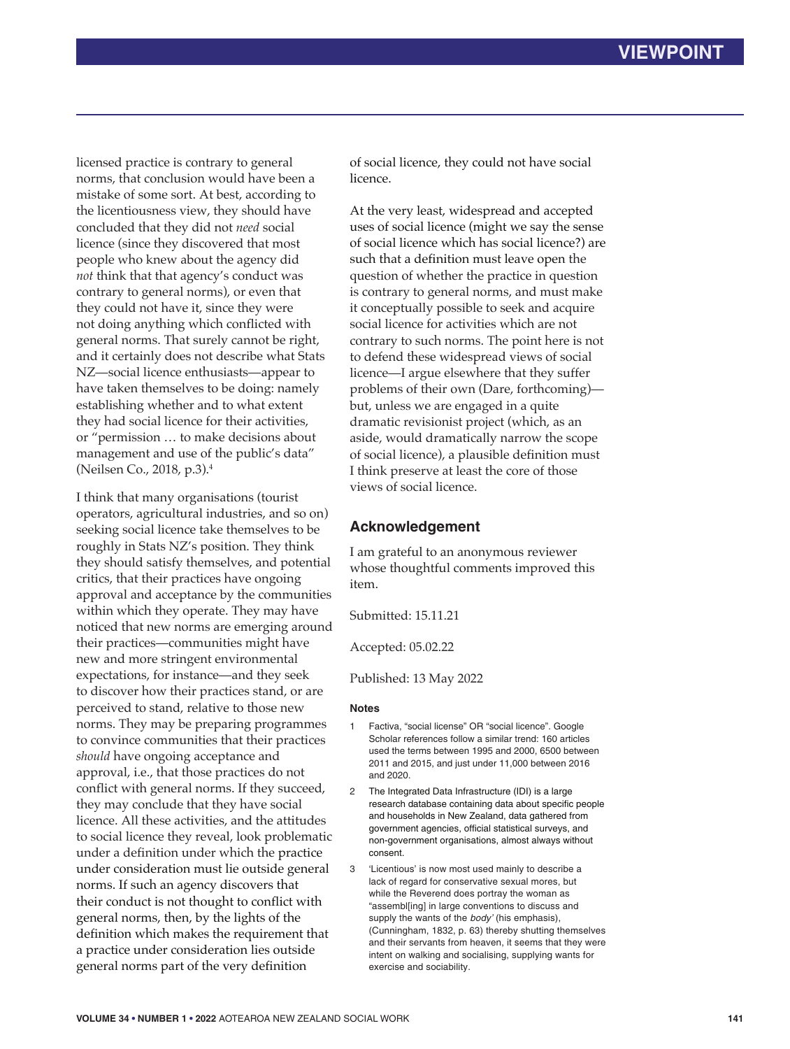licensed practice is contrary to general norms, that conclusion would have been a mistake of some sort. At best, according to the licentiousness view, they should have concluded that they did not *need* social licence (since they discovered that most people who knew about the agency did *not* think that that agency's conduct was contrary to general norms), or even that they could not have it, since they were not doing anything which conflicted with general norms. That surely cannot be right, and it certainly does not describe what Stats NZ—social licence enthusiasts—appear to have taken themselves to be doing: namely establishing whether and to what extent they had social licence for their activities, or "permission … to make decisions about management and use of the public's data" (Neilsen Co., 2018, p.3).[4]

I think that many organisations (tourist operators, agricultural industries, and so on) seeking social licence take themselves to be roughly in Stats NZ's position. They think they should satisfy themselves, and potential critics, that their practices have ongoing approval and acceptance by the communities within which they operate. They may have noticed that new norms are emerging around their practices—communities might have new and more stringent environmental expectations, for instance—and they seek to discover how their practices stand, or are perceived to stand, relative to those new norms. They may be preparing programmes to convince communities that their practices *should* have ongoing acceptance and approval, i.e., that those practices do not conflict with general norms. If they succeed, they may conclude that they have social licence. All these activities, and the attitudes to social licence they reveal, look problematic under a definition under which the practice under consideration must lie outside general norms. If such an agency discovers that their conduct is not thought to conflict with general norms, then, by the lights of the definition which makes the requirement that a practice under consideration lies outside general norms part of the very definition of social licence, they could not have social licence.

At the very least, widespread and accepted uses of social licence (might we say the sense of social licence which has social licence?) are such that a definition must leave open the question of whether the practice in question is contrary to general norms, and must make it conceptually possible to seek and acquire social licence for activities which are not contrary to such norms. The point here is not to defend these widespread views of social licence—I argue elsewhere that they suffer problems of their own (Dare, forthcoming)—but, unless we are engaged in a quite dramatic revisionist project (which, as an aside, would dramatically narrow the scope of social licence), a plausible definition must I think preserve at least the core of those views of social licence.

## Acknowledgement

I am grateful to an anonymous reviewer whose thoughtful comments improved this item.

Submitted: 15.11.21

Accepted: 05.02.22

Published: 13 May 2022

### Notes

1. Factiva, "social license" OR "social licence". Google Scholar references follow a similar trend: 160 articles used the terms between 1995 and 2000, 6500 between 2011 and 2015, and just under 11,000 between 2016 and 2020.
2. The Integrated Data Infrastructure (IDI) is a large research database containing data about specific people and households in New Zealand, data gathered from government agencies, official statistical surveys, and non-government organisations, almost always without consent.
3. 'Licentious' is now most used mainly to describe a lack of regard for conservative sexual mores, but while the Reverend does portray the woman as "assembl[ing] in large conventions to discuss and supply the wants of the *body*' (his emphasis), (Cunningham, 1832, p. 63) thereby shutting themselves and their servants from heaven, it seems that they were intent on walking and socialising, supplying wants for exercise and sociability.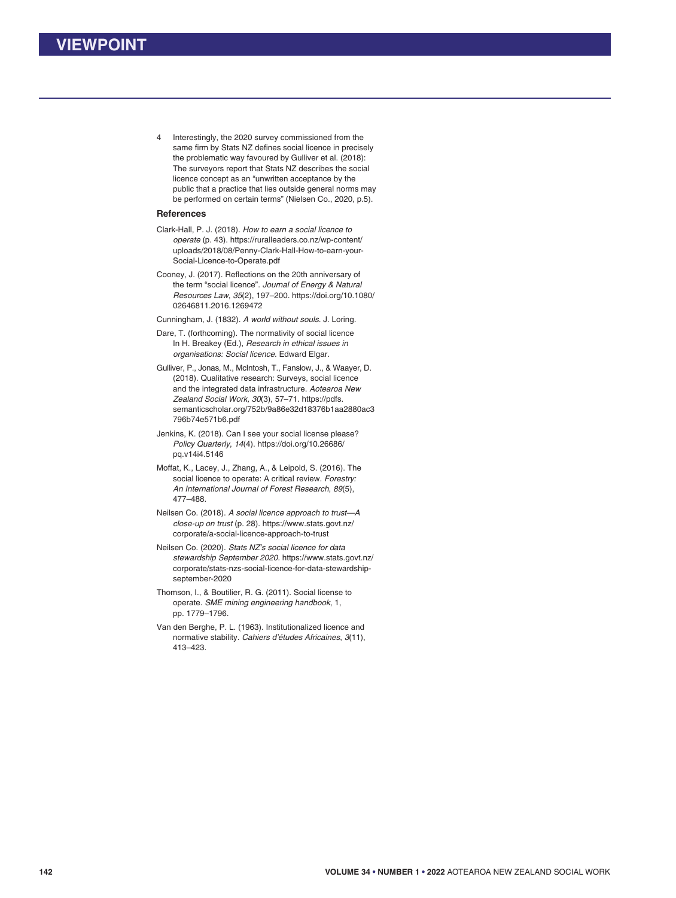4 Interestingly, the 2020 survey commissioned from the same firm by Stats NZ defines social licence in precisely the problematic way favoured by Gulliver et al. (2018): The surveyors report that Stats NZ describes the social licence concept as an "unwritten acceptance by the public that a practice that lies outside general norms may be performed on certain terms" (Nielsen Co., 2020, p.5).

### References

Clark-Hall, P. J. (2018). *How to earn a social licence to operate* (p. 43). https://ruralleaders.co.nz/wp-content/uploads/2018/08/Penny-Clark-Hall-How-to-earn-your-Social-Licence-to-Operate.pdf

Cooney, J. (2017). Reflections on the 20th anniversary of the term "social licence". *Journal of Energy & Natural Resources Law*, *35*(2), 197–200. https://doi.org/10.1080/02646811.2016.1269472

Cunningham, J. (1832). *A world without souls*. J. Loring.

Dare, T. (forthcoming). The normativity of social licence In H. Breakey (Ed.), *Research in ethical issues in organisations: Social licence*. Edward Elgar.

Gulliver, P., Jonas, M., McIntosh, T., Fanslow, J., & Waayer, D. (2018). Qualitative research: Surveys, social licence and the integrated data infrastructure. *Aotearoa New Zealand Social Work*, *30*(3), 57–71. https://pdfs.semanticscholar.org/752b/9a86e32d18376b1aa2880ac3796b74e571b6.pdf

Jenkins, K. (2018). Can I see your social license please? *Policy Quarterly*, *14*(4). https://doi.org/10.26686/pq.v14i4.5146

Moffat, K., Lacey, J., Zhang, A., & Leipold, S. (2016). The social licence to operate: A critical review. *Forestry: An International Journal of Forest Research*, *89*(5), 477–488.

Neilsen Co. (2018). *A social licence approach to trust—A close-up on trust* (p. 28). https://www.stats.govt.nz/corporate/a-social-licence-approach-to-trust

Neilsen Co. (2020). *Stats NZ's social licence for data stewardship September 2020*. https://www.stats.govt.nz/corporate/stats-nzs-social-licence-for-data-stewardship-september-2020

Thomson, I., & Boutilier, R. G. (2011). Social license to operate. *SME mining engineering handbook*, 1, pp. 1779–1796.

Van den Berghe, P. L. (1963). Institutionalized licence and normative stability. *Cahiers d'études Africaines*, *3*(11), 413–423.